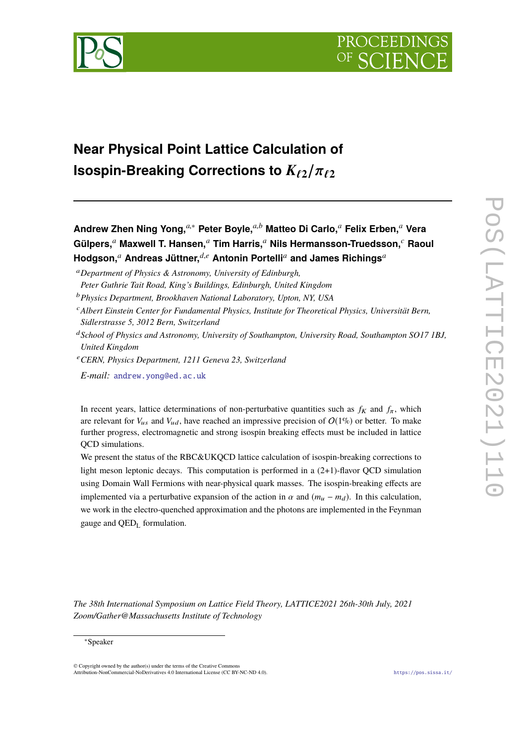# Near Physical Point Lattice Calculation of Isospin-Breaking Corrections to $K_{\ell 2}/\pi_{\ell 2}$

**Andrew Zhen Ning Yong,**[a,*] **Peter Boyle,**[a,b] **Matteo Di Carlo,**[a] **Felix Erben,**[a] **Vera Gülpers,**[a] **Maxwell T. Hansen,**[a] **Tim Harris,**[a] **Nils Hermansson-Truedsson,**[c] **Raoul Hodgson,**[a] **Andreas Jüttner,**[d,e] **Antonin Portelli**[a] **and James Richings**[a]

[a] *Department of Physics & Astronomy, University of Edinburgh, Peter Guthrie Tait Road, King's Buildings, Edinburgh, United Kingdom*

[b] *Physics Department, Brookhaven National Laboratory, Upton, NY, USA*

[c] *Albert Einstein Center for Fundamental Physics, Institute for Theoretical Physics, Universität Bern, Sidlerstrasse 5, 3012 Bern, Switzerland*

[d] *School of Physics and Astronomy, University of Southampton, University Road, Southampton SO17 1BJ, United Kingdom*

[e] *CERN, Physics Department, 1211 Geneva 23, Switzerland*

*E-mail:* andrew.yong@ed.ac.uk

In recent years, lattice determinations of non-perturbative quantities such as $f_K$ and $f_\pi$, which are relevant for $V_{us}$ and $V_{ud}$, have reached an impressive precision of $O(1\%)$ or better. To make further progress, electromagnetic and strong isospin breaking effects must be included in lattice QCD simulations.

We present the status of the RBC&UKQCD lattice calculation of isospin-breaking corrections to light meson leptonic decays. This computation is performed in a (2+1)-flavor QCD simulation using Domain Wall Fermions with near-physical quark masses. The isospin-breaking effects are implemented via a perturbative expansion of the action in $\alpha$ and $(m_u - m_d)$. In this calculation, we work in the electro-quenched approximation and the photons are implemented in the Feynman gauge and $\mathrm{QED_L}$ formulation.

*The 38th International Symposium on Lattice Field Theory, LATTICE2021 26th-30th July, 2021 Zoom/Gather@Massachusetts Institute of Technology*

[*] Speaker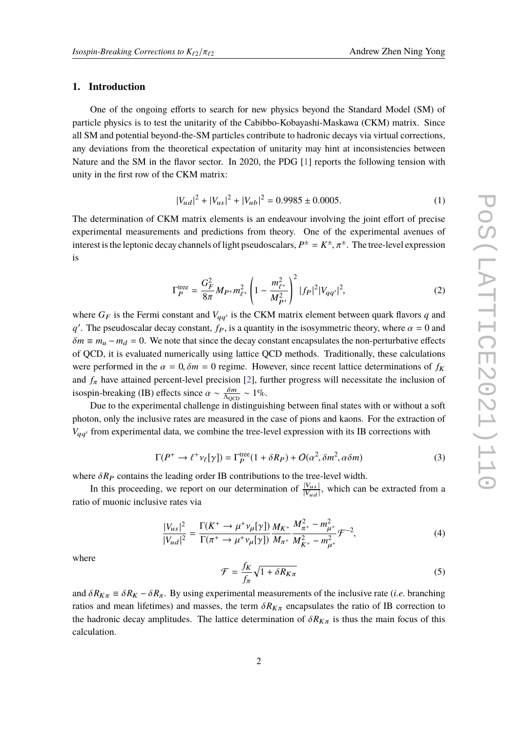## 1. Introduction

One of the ongoing efforts to search for new physics beyond the Standard Model (SM) of particle physics is to test the unitarity of the Cabibbo-Kobayashi-Maskawa (CKM) matrix. Since all SM and potential beyond-the-SM particles contribute to hadronic decays via virtual corrections, any deviations from the theoretical expectation of unitarity may hint at inconsistencies between Nature and the SM in the flavor sector. In 2020, the PDG [1] reports the following tension with unity in the first row of the CKM matrix:

$$|V_{ud}|^2 + |V_{us}|^2 + |V_{ub}|^2 = 0.9985 \pm 0.0005. \tag{1}$$

The determination of CKM matrix elements is an endeavour involving the joint effort of precise experimental measurements and predictions from theory. One of the experimental avenues of interest is the leptonic decay channels of light pseudoscalars, $P^\pm = K^\pm, \pi^\pm$. The tree-level expression is

$$\Gamma_P^{\text{tree}} = \frac{G_F^2}{8\pi} M_{P^+} m_{\ell^+}^2 \left(1 - \frac{m_{\ell^+}^2}{M_{P^+}^2}\right)^2 |f_P|^2 |V_{qq'}|^2, \tag{2}$$

where $G_F$ is the Fermi constant and $V_{qq'}$ is the CKM matrix element between quark flavors $q$ and $q'$. The pseudoscalar decay constant, $f_P$, is a quantity in the isosymmetric theory, where $\alpha = 0$ and $\delta m \equiv m_u - m_d = 0$. We note that since the decay constant encapsulates the non-perturbative effects of QCD, it is evaluated numerically using lattice QCD methods. Traditionally, these calculations were performed in the $\alpha = 0, \delta m = 0$ regime. However, since recent lattice determinations of $f_K$ and $f_\pi$ have attained percent-level precision [2], further progress will necessitate the inclusion of isospin-breaking (IB) effects since $\alpha \sim \frac{\delta m}{\Lambda_{\text{QCD}}} \sim 1\%$.

Due to the experimental challenge in distinguishing between final states with or without a soft photon, only the inclusive rates are measured in the case of pions and kaons. For the extraction of $V_{qq'}$ from experimental data, we combine the tree-level expression with its IB corrections with

$$\Gamma(P^+ \to \ell^+ \nu_\ell[\gamma]) = \Gamma_P^{\text{tree}}(1 + \delta R_P) + O(\alpha^2, \delta m^2, \alpha \delta m) \tag{3}$$

where $\delta R_P$ contains the leading order IB contributions to the tree-level width.

In this proceeding, we report on our determination of $\frac{|V_{us}|}{|V_{ud}|}$, which can be extracted from a ratio of muonic inclusive rates via

$$\frac{|V_{us}|^2}{|V_{ud}|^2} = \frac{\Gamma(K^+ \to \mu^+ \nu_\mu[\gamma])}{\Gamma(\pi^+ \to \mu^+ \nu_\mu[\gamma])} \frac{M_{K^+}}{M_{\pi^+}} \frac{M_{\pi^+}^2 - m_{\mu^+}^2}{M_{K^+}^2 - m_{\mu^+}^2} \mathcal{F}^{-2}, \tag{4}$$

where

$$\mathcal{F} = \frac{f_K}{f_\pi} \sqrt{1 + \delta R_{K\pi}} \tag{5}$$

and $\delta R_{K\pi} \equiv \delta R_K - \delta R_\pi$. By using experimental measurements of the inclusive rate (*i.e.* branching ratios and mean lifetimes) and masses, the term $\delta R_{K\pi}$ encapsulates the ratio of IB correction to the hadronic decay amplitudes. The lattice determination of $\delta R_{K\pi}$ is thus the main focus of this calculation.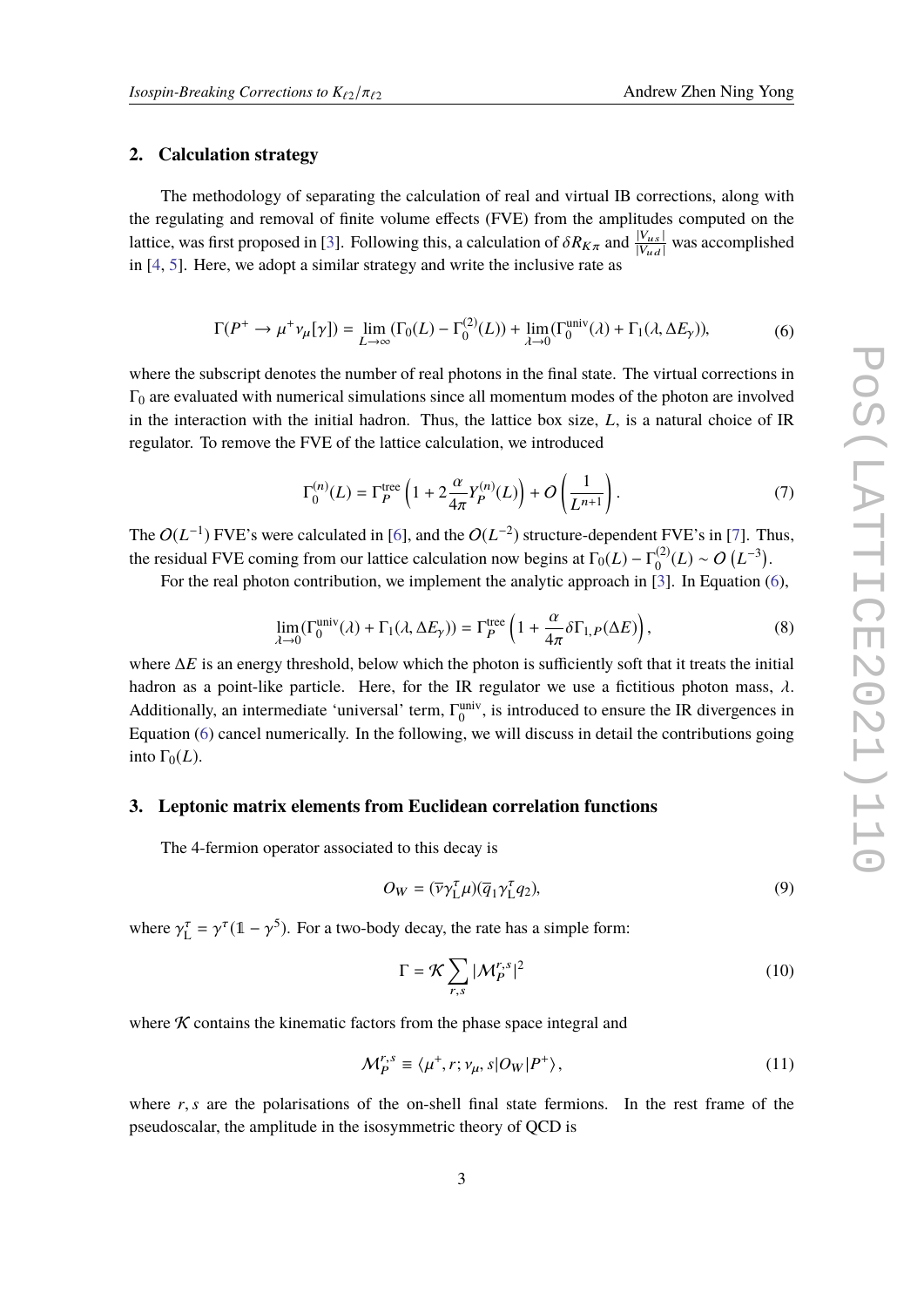## 2. Calculation strategy

The methodology of separating the calculation of real and virtual IB corrections, along with the regulating and removal of finite volume effects (FVE) from the amplitudes computed on the lattice, was first proposed in [3]. Following this, a calculation of $\delta R_{K\pi}$ and $\frac{|V_{us}|}{|V_{ud}|}$ was accomplished in [4, 5]. Here, we adopt a similar strategy and write the inclusive rate as

$$\Gamma(P^+ \to \mu^+ \nu_\mu[\gamma]) = \lim_{L\to\infty}(\Gamma_0(L) - \Gamma_0^{(2)}(L)) + \lim_{\lambda\to 0}(\Gamma_0^{\text{univ}}(\lambda) + \Gamma_1(\lambda, \Delta E_\gamma)), \tag{6}$$

where the subscript denotes the number of real photons in the final state. The virtual corrections in $\Gamma_0$ are evaluated with numerical simulations since all momentum modes of the photon are involved in the interaction with the initial hadron. Thus, the lattice box size, $L$, is a natural choice of IR regulator. To remove the FVE of the lattice calculation, we introduced

$$\Gamma_0^{(n)}(L) = \Gamma_P^{\text{tree}}\left(1 + 2\frac{\alpha}{4\pi}Y_P^{(n)}(L)\right) + O\left(\frac{1}{L^{n+1}}\right). \tag{7}$$

The $O(L^{-1})$ FVE's were calculated in [6], and the $O(L^{-2})$ structure-dependent FVE's in [7]. Thus, the residual FVE coming from our lattice calculation now begins at $\Gamma_0(L) - \Gamma_0^{(2)}(L) \sim O\left(L^{-3}\right)$.

For the real photon contribution, we implement the analytic approach in [3]. In Equation (6),

$$\lim_{\lambda\to 0}(\Gamma_0^{\text{univ}}(\lambda) + \Gamma_1(\lambda, \Delta E_\gamma)) = \Gamma_P^{\text{tree}}\left(1 + \frac{\alpha}{4\pi}\delta\Gamma_{1,P}(\Delta E)\right), \tag{8}$$

where $\Delta E$ is an energy threshold, below which the photon is sufficiently soft that it treats the initial hadron as a point-like particle. Here, for the IR regulator we use a fictitious photon mass, $\lambda$. Additionally, an intermediate 'universal' term, $\Gamma_0^{\text{univ}}$, is introduced to ensure the IR divergences in Equation (6) cancel numerically. In the following, we will discuss in detail the contributions going into $\Gamma_0(L)$.

## 3. Leptonic matrix elements from Euclidean correlation functions

The 4-fermion operator associated to this decay is

$$O_W = (\overline{\nu}\gamma_{\text{L}}^{\tau}\mu)(\overline{q}_1\gamma_{\text{L}}^{\tau}q_2), \tag{9}$$

where $\gamma_{\text{L}}^{\tau} = \gamma^{\tau}(\mathbb{1} - \gamma^5)$. For a two-body decay, the rate has a simple form:

$$\Gamma = \mathcal{K}\sum_{r,s}|\mathcal{M}_P^{r,s}|^2 \tag{10}$$

where $\mathcal{K}$ contains the kinematic factors from the phase space integral and

$$\mathcal{M}_P^{r,s} \equiv \langle \mu^+, r; \nu_\mu, s|O_W|P^+\rangle, \tag{11}$$

where $r, s$ are the polarisations of the on-shell final state fermions. In the rest frame of the pseudoscalar, the amplitude in the isosymmetric theory of QCD is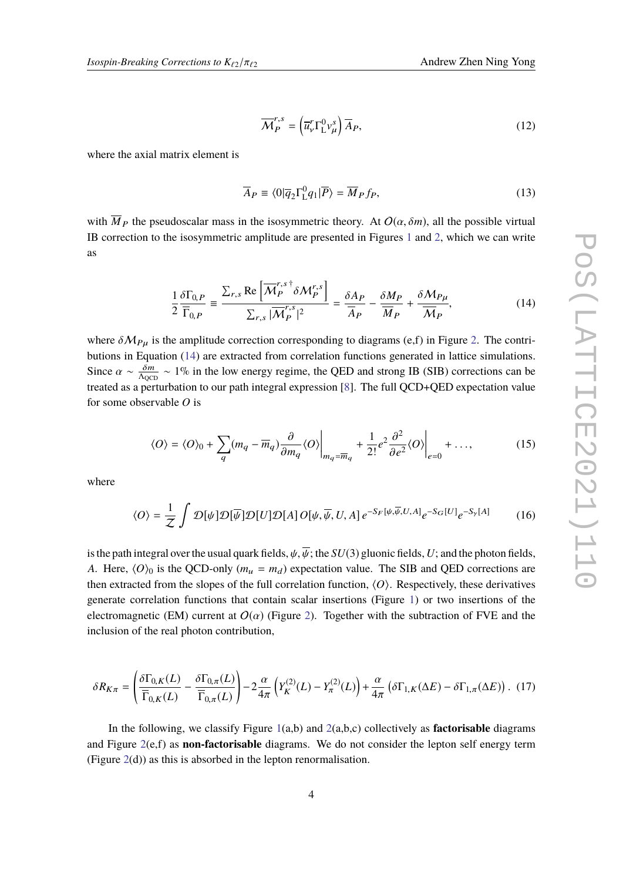$$\overline{\mathcal{M}}_P^{r,s} = \left(\overline{u}_\nu^r \Gamma_{\mathrm{L}}^0 v_\mu^s\right) \overline{A}_P, \tag{12}$$

where the axial matrix element is

$$\overline{A}_P \equiv \langle 0|\overline{q}_2 \Gamma_{\mathrm{L}}^0 q_1|\overline{P}\rangle = \overline{M}_P f_P, \tag{13}$$

with $\overline{M}_P$ the pseudoscalar mass in the isosymmetric theory. At $O(\alpha, \delta m)$, all the possible virtual IB correction to the isosymmetric amplitude are presented in Figures 1 and 2, which we can write as

$$\frac{1}{2}\frac{\delta\Gamma_{0,P}}{\overline{\Gamma}_{0,P}} \equiv \frac{\sum_{r,s} \mathrm{Re}\left[\overline{\mathcal{M}}_P^{r,s\,\dagger} \delta\mathcal{M}_P^{r,s}\right]}{\sum_{r,s} |\overline{\mathcal{M}}_P^{r,s}|^2} = \frac{\delta A_P}{\overline{A}_P} - \frac{\delta M_P}{\overline{M}_P} + \frac{\delta\mathcal{M}_{P\mu}}{\overline{\mathcal{M}}_P}, \tag{14}$$

where $\delta\mathcal{M}_{P\mu}$ is the amplitude correction corresponding to diagrams (e,f) in Figure 2. The contributions in Equation (14) are extracted from correlation functions generated in lattice simulations. Since $\alpha \sim \frac{\delta m}{\Lambda_{\mathrm{QCD}}} \sim 1\%$ in the low energy regime, the QED and strong IB (SIB) corrections can be treated as a perturbation to our path integral expression [8]. The full QCD+QED expectation value for some observable $O$ is

$$\langle O\rangle = \langle O\rangle_0 + \sum_q (m_q - \overline{m}_q)\frac{\partial}{\partial m_q}\langle O\rangle\bigg|_{m_q=\overline{m}_q} + \frac{1}{2!}e^2\frac{\partial^2}{\partial e^2}\langle O\rangle\bigg|_{e=0} + \ldots, \tag{15}$$

where

$$\langle O\rangle = \frac{1}{\mathcal{Z}}\int \mathcal{D}[\psi]\mathcal{D}[\overline{\psi}]\mathcal{D}[U]\mathcal{D}[A]\, O[\psi,\overline{\psi},U,A]\, e^{-S_F[\psi,\overline{\psi},U,A]}e^{-S_G[U]}e^{-S_\gamma[A]} \tag{16}$$

is the path integral over the usual quark fields, $\psi, \overline{\psi}$; the $SU(3)$ gluonic fields, $U$; and the photon fields, $A$. Here, $\langle O\rangle_0$ is the QCD-only ($m_u = m_d$) expectation value. The SIB and QED corrections are then extracted from the slopes of the full correlation function, $\langle O\rangle$. Respectively, these derivatives generate correlation functions that contain scalar insertions (Figure 1) or two insertions of the electromagnetic (EM) current at $O(\alpha)$ (Figure 2). Together with the subtraction of FVE and the inclusion of the real photon contribution,

$$\delta R_{K\pi} = \left(\frac{\delta\Gamma_{0,K}(L)}{\overline{\Gamma}_{0,K}(L)} - \frac{\delta\Gamma_{0,\pi}(L)}{\overline{\Gamma}_{0,\pi}(L)}\right) - 2\frac{\alpha}{4\pi}\left(Y_K^{(2)}(L) - Y_\pi^{(2)}(L)\right) + \frac{\alpha}{4\pi}\left(\delta\Gamma_{1,K}(\Delta E) - \delta\Gamma_{1,\pi}(\Delta E)\right). \tag{17}$$

In the following, we classify Figure 1(a,b) and 2(a,b,c) collectively as **factorisable** diagrams and Figure 2(e,f) as **non-factorisable** diagrams. We do not consider the lepton self energy term (Figure 2(d)) as this is absorbed in the lepton renormalisation.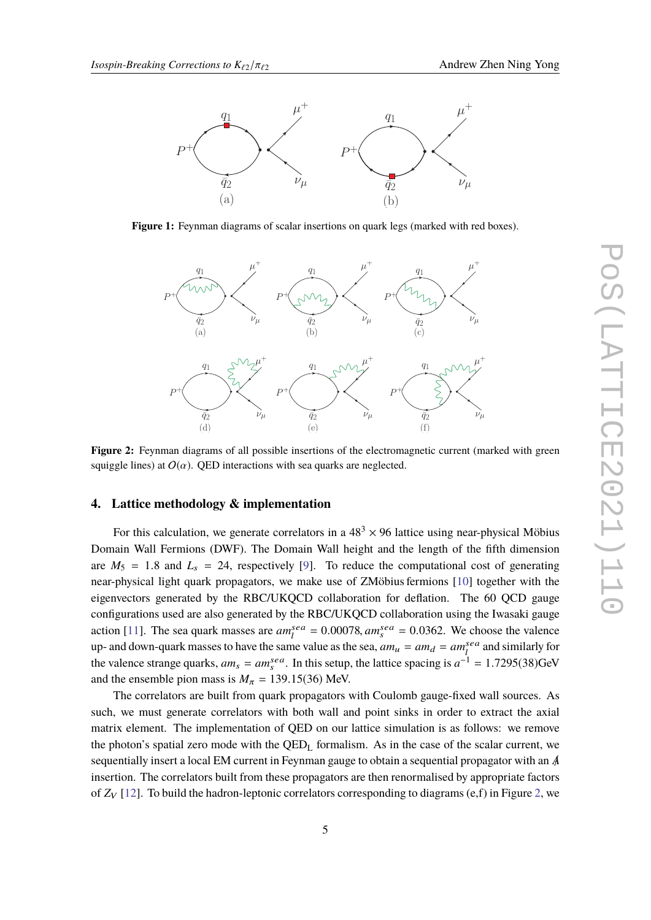**Figure 1:** Feynman diagrams of scalar insertions on quark legs (marked with red boxes).

**Figure 2:** Feynman diagrams of all possible insertions of the electromagnetic current (marked with green squiggle lines) at $O(\alpha)$. QED interactions with sea quarks are neglected.

## 4. Lattice methodology & implementation

For this calculation, we generate correlators in a $48^3 \times 96$ lattice using near-physical Möbius Domain Wall Fermions (DWF). The Domain Wall height and the length of the fifth dimension are $M_5 = 1.8$ and $L_s = 24$, respectively [9]. To reduce the computational cost of generating near-physical light quark propagators, we make use of ZMöbius fermions [10] together with the eigenvectors generated by the RBC/UKQCD collaboration for deflation. The 60 QCD gauge configurations used are also generated by the RBC/UKQCD collaboration using the Iwasaki gauge action [11]. The sea quark masses are $am_l^{sea} = 0.00078$, $am_s^{sea} = 0.0362$. We choose the valence up- and down-quark masses to have the same value as the sea, $am_u = am_d = am_l^{sea}$ and similarly for the valence strange quarks, $am_s = am_s^{sea}$. In this setup, the lattice spacing is $a^{-1} = 1.7295(38)$GeV and the ensemble pion mass is $M_\pi = 139.15(36)$ MeV.

The correlators are built from quark propagators with Coulomb gauge-fixed wall sources. As such, we must generate correlators with both wall and point sinks in order to extract the axial matrix element. The implementation of QED on our lattice simulation is as follows: we remove the photon's spatial zero mode with the $\text{QED}_\text{L}$ formalism. As in the case of the scalar current, we sequentially insert a local EM current in Feynman gauge to obtain a sequential propagator with an $\not{A}$ insertion. The correlators built from these propagators are then renormalised by appropriate factors of $Z_V$ [12]. To build the hadron-leptonic correlators corresponding to diagrams (e,f) in Figure 2, we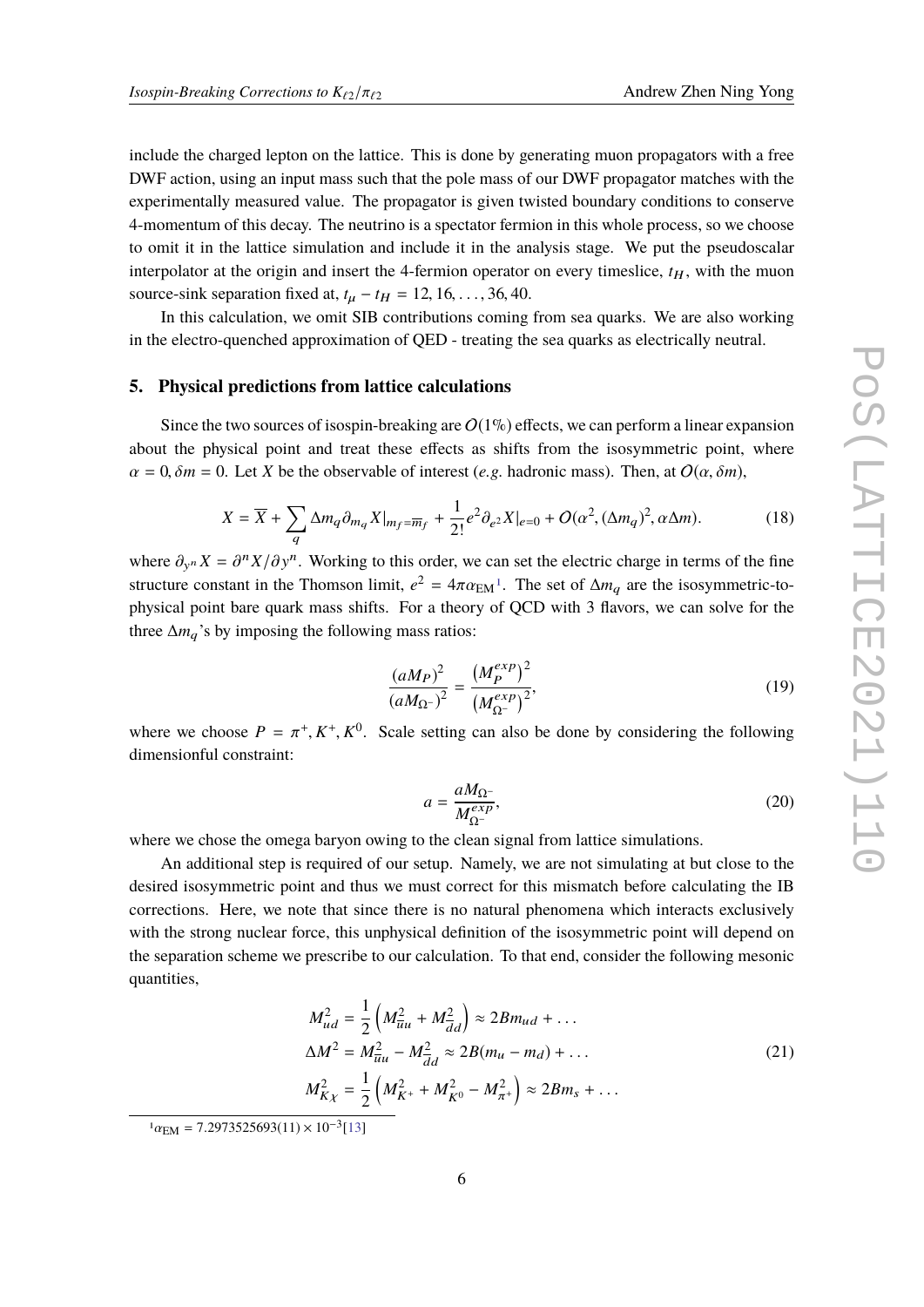include the charged lepton on the lattice. This is done by generating muon propagators with a free DWF action, using an input mass such that the pole mass of our DWF propagator matches with the experimentally measured value. The propagator is given twisted boundary conditions to conserve 4-momentum of this decay. The neutrino is a spectator fermion in this whole process, so we choose to omit it in the lattice simulation and include it in the analysis stage. We put the pseudoscalar interpolator at the origin and insert the 4-fermion operator on every timeslice, $t_H$, with the muon source-sink separation fixed at, $t_\mu - t_H = 12, 16, \ldots, 36, 40$.

In this calculation, we omit SIB contributions coming from sea quarks. We are also working in the electro-quenched approximation of QED - treating the sea quarks as electrically neutral.

## 5. Physical predictions from lattice calculations

Since the two sources of isospin-breaking are $O(1\%)$ effects, we can perform a linear expansion about the physical point and treat these effects as shifts from the isosymmetric point, where $\alpha = 0, \delta m = 0$. Let $X$ be the observable of interest (*e.g.* hadronic mass). Then, at $O(\alpha, \delta m)$,

$$X = \overline{X} + \sum_q \Delta m_q \partial_{m_q} X|_{m_f = \overline{m}_f} + \frac{1}{2!} e^2 \partial_{e^2} X|_{e=0} + O(\alpha^2, (\Delta m_q)^2, \alpha \Delta m). \tag{18}$$

where $\partial_{y^n} X = \partial^n X / \partial y^n$. Working to this order, we can set the electric charge in terms of the fine structure constant in the Thomson limit, $e^2 = 4\pi\alpha_{\text{EM}}$[1]. The set of $\Delta m_q$ are the isosymmetric-to-physical point bare quark mass shifts. For a theory of QCD with 3 flavors, we can solve for the three $\Delta m_q$'s by imposing the following mass ratios:

$$\frac{(aM_P)^2}{(aM_{\Omega^-})^2} = \frac{\left(M_P^{exp}\right)^2}{\left(M_{\Omega^-}^{exp}\right)^2}, \tag{19}$$

where we choose $P = \pi^+, K^+, K^0$. Scale setting can also be done by considering the following dimensionful constraint:

$$a = \frac{aM_{\Omega^-}}{M_{\Omega^-}^{exp}}, \tag{20}$$

where we chose the omega baryon owing to the clean signal from lattice simulations.

An additional step is required of our setup. Namely, we are not simulating at but close to the desired isosymmetric point and thus we must correct for this mismatch before calculating the IB corrections. Here, we note that since there is no natural phenomena which interacts exclusively with the strong nuclear force, this unphysical definition of the isosymmetric point will depend on the separation scheme we prescribe to our calculation. To that end, consider the following mesonic quantities,

$$\begin{aligned}
M_{ud}^2 &= \frac{1}{2}\left(M_{\overline{u}u}^2 + M_{\overline{d}d}^2\right) \approx 2Bm_{ud} + \ldots \\
\Delta M^2 &= M_{\overline{u}u}^2 - M_{\overline{d}d}^2 \approx 2B(m_u - m_d) + \ldots \\
M_{K\chi}^2 &= \frac{1}{2}\left(M_{K^+}^2 + M_{K^0}^2 - M_{\pi^+}^2\right) \approx 2Bm_s + \ldots
\end{aligned} \tag{21}$$

[1] $\alpha_{\text{EM}} = 7.2973525693(11) \times 10^{-3}$[13]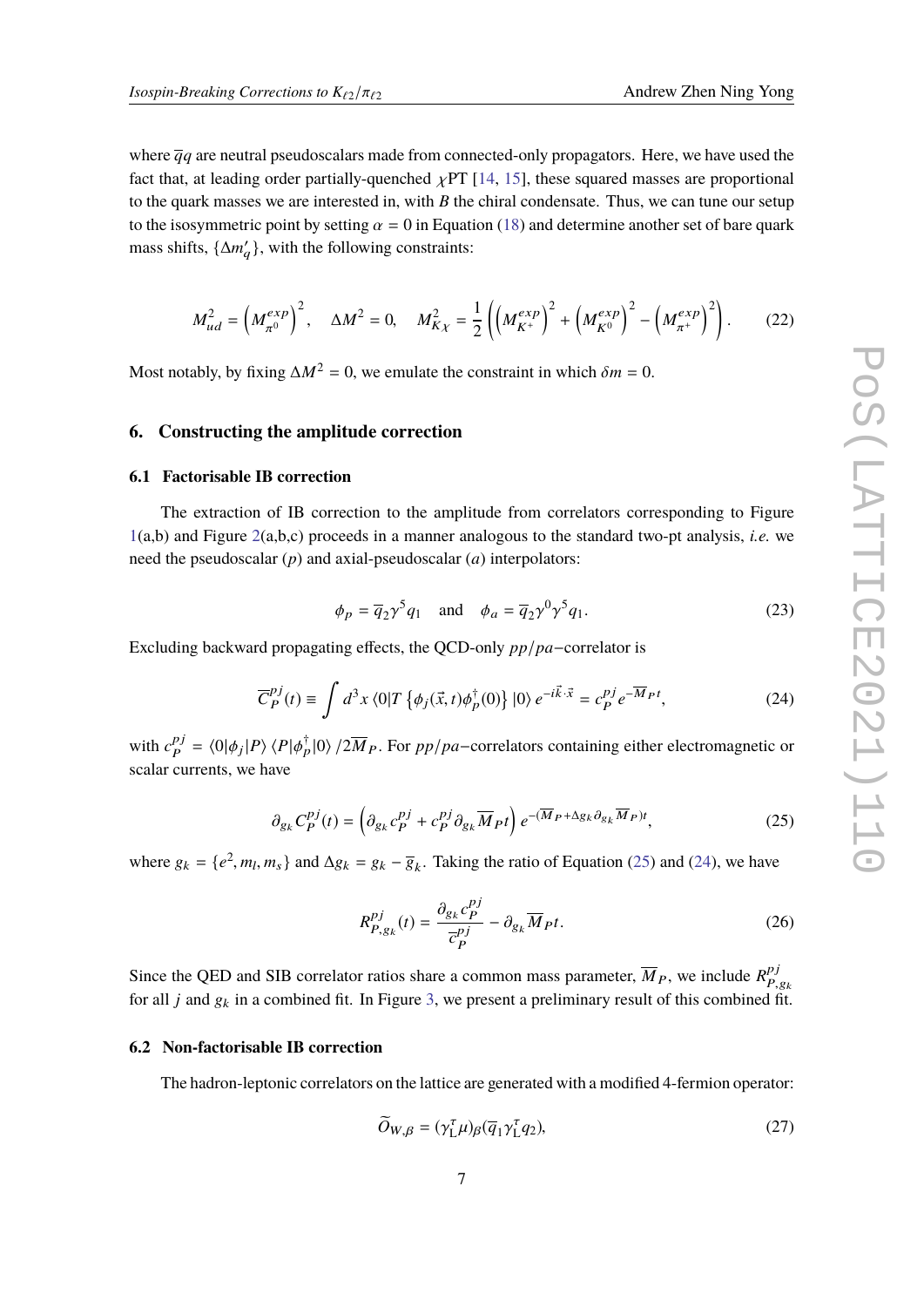where $\overline{q}q$ are neutral pseudoscalars made from connected-only propagators. Here, we have used the fact that, at leading order partially-quenched $\chi$PT [14, 15], these squared masses are proportional to the quark masses we are interested in, with $B$ the chiral condensate. Thus, we can tune our setup to the isosymmetric point by setting $\alpha = 0$ in Equation (18) and determine another set of bare quark mass shifts, $\{\Delta m'_q\}$, with the following constraints:

$$M_{ud}^2 = \left(M_{\pi^0}^{exp}\right)^2, \quad \Delta M^2 = 0, \quad M_{K_\chi}^2 = \frac{1}{2}\left(\left(M_{K^+}^{exp}\right)^2 + \left(M_{K^0}^{exp}\right)^2 - \left(M_{\pi^+}^{exp}\right)^2\right). \tag{22}$$

Most notably, by fixing $\Delta M^2 = 0$, we emulate the constraint in which $\delta m = 0$.

## 6. Constructing the amplitude correction

### 6.1 Factorisable IB correction

The extraction of IB correction to the amplitude from correlators corresponding to Figure 1(a,b) and Figure 2(a,b,c) proceeds in a manner analogous to the standard two-pt analysis, *i.e.* we need the pseudoscalar ($p$) and axial-pseudoscalar ($a$) interpolators:

$$\phi_p = \overline{q}_2\gamma^5 q_1 \quad \text{and} \quad \phi_a = \overline{q}_2\gamma^0\gamma^5 q_1. \tag{23}$$

Excluding backward propagating effects, the QCD-only $pp/pa-$correlator is

$$\overline{C}_P^{pj}(t) \equiv \int d^3x \,\langle 0|T\left\{\phi_j(\vec{x},t)\phi_p^\dagger(0)\right\}|0\rangle\, e^{-i\vec{k}\cdot\vec{x}} = c_P^{pj}\, e^{-\overline{M}_P t}, \tag{24}$$

with $c_P^{pj} = \langle 0|\phi_j|P\rangle\langle P|\phi_p^\dagger|0\rangle / 2\overline{M}_P$. For $pp/pa-$correlators containing either electromagnetic or scalar currents, we have

$$\partial_{g_k} C_P^{pj}(t) = \left(\partial_{g_k} c_P^{pj} + c_P^{pj}\,\partial_{g_k}\overline{M}_P t\right) e^{-(\overline{M}_P + \Delta g_k \partial_{g_k}\overline{M}_P)t}, \tag{25}$$

where $g_k = \{e^2, m_l, m_s\}$ and $\Delta g_k = g_k - \overline{g}_k$. Taking the ratio of Equation (25) and (24), we have

$$R_{P,g_k}^{pj}(t) = \frac{\partial_{g_k} c_P^{pj}}{\overline{c}_P^{pj}} - \partial_{g_k}\overline{M}_P t. \tag{26}$$

Since the QED and SIB correlator ratios share a common mass parameter, $\overline{M}_P$, we include $R_{P,g_k}^{pj}$ for all $j$ and $g_k$ in a combined fit. In Figure 3, we present a preliminary result of this combined fit.

### 6.2 Non-factorisable IB correction

The hadron-leptonic correlators on the lattice are generated with a modified 4-fermion operator:

$$\widetilde{O}_{W,\beta} = (\gamma_{\mathrm{L}}^\tau \mu)_\beta(\overline{q}_1\gamma_{\mathrm{L}}^\tau q_2), \tag{27}$$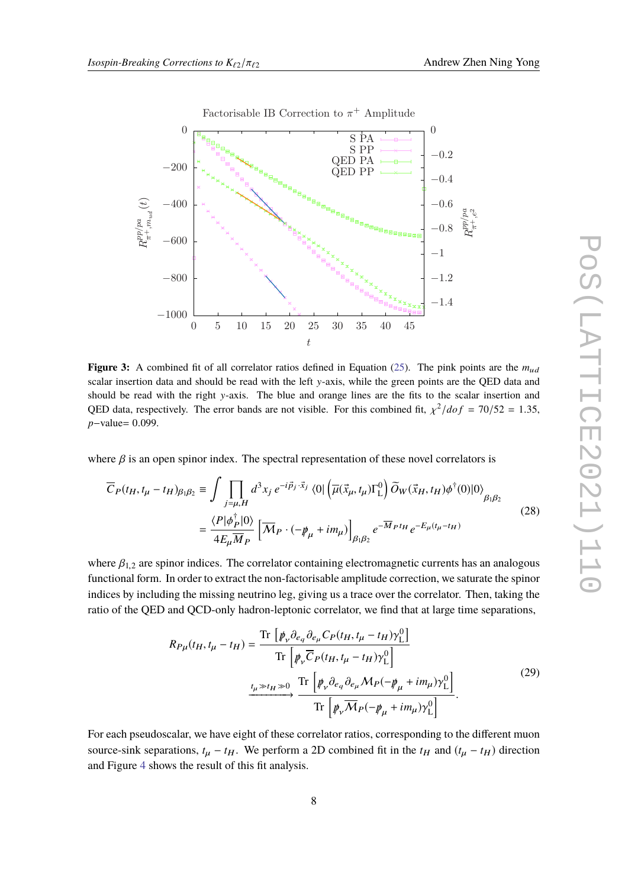Figure 3: A combined fit of all correlator ratios defined in Equation (25). The pink points are the $m_{ud}$ scalar insertion data and should be read with the left $y$-axis, while the green points are the QED data and should be read with the right $y$-axis. The blue and orange lines are the fits to the scalar insertion and QED data, respectively. The error bands are not visible. For this combined fit, $\chi^2/dof = 70/52 = 1.35$, $p$−value= 0.099.

where $\beta$ is an open spinor index. The spectral representation of these novel correlators is

$$
\begin{aligned}
\overline{C}_P(t_H, t_\mu - t_H)_{\beta_1\beta_2} &\equiv \int \prod_{j=\mu,H} d^3x_j\, e^{-i\vec{p}_j\cdot\vec{x}_j} \langle 0| \left(\overline{\mu}(\vec{x}_\mu, t_\mu)\Gamma^0_{\mathrm{L}}\right) \widetilde{O}_W(\vec{x}_H, t_H)\phi^\dagger(0)|0\rangle_{\beta_1\beta_2} \\
&= \frac{\langle P|\phi_P^\dagger|0\rangle}{4E_\mu \overline{M}_P} \left[\overline{\mathcal{M}}_P \cdot (-\not{p}_\mu + im_\mu)\right]_{\beta_1\beta_2} e^{-\overline{M}_P t_H} e^{-E_\mu(t_\mu - t_H)}
\end{aligned}
\tag{28}
$$

where $\beta_{1,2}$ are spinor indices. The correlator containing electromagnetic currents has an analogous functional form. In order to extract the non-factorisable amplitude correction, we saturate the spinor indices by including the missing neutrino leg, giving us a trace over the correlator. Then, taking the ratio of the QED and QCD-only hadron-leptonic correlator, we find that at large time separations,

$$
\begin{aligned}
R_{P\mu}(t_H, t_\mu - t_H) &= \frac{\mathrm{Tr}\left[\not{p}_\nu \partial_{e_q}\partial_{e_\mu} C_P(t_H, t_\mu - t_H)\gamma^0_{\mathrm{L}}\right]}{\mathrm{Tr}\left[\not{p}_\nu \overline{C}_P(t_H, t_\mu - t_H)\gamma^0_{\mathrm{L}}\right]} \\
&\xrightarrow{t_\mu \gg t_H \gg 0} \frac{\mathrm{Tr}\left[\not{p}_\nu \partial_{e_q}\partial_{e_\mu} \mathcal{M}_P(-\not{p}_\mu + im_\mu)\gamma^0_{\mathrm{L}}\right]}{\mathrm{Tr}\left[\not{p}_\nu \overline{\mathcal{M}}_P(-\not{p}_\mu + im_\mu)\gamma^0_{\mathrm{L}}\right]}.
\end{aligned}
\tag{29}
$$

For each pseudoscalar, we have eight of these correlator ratios, corresponding to the different muon source-sink separations, $t_\mu - t_H$. We perform a 2D combined fit in the $t_H$ and $(t_\mu - t_H)$ direction and Figure 4 shows the result of this fit analysis.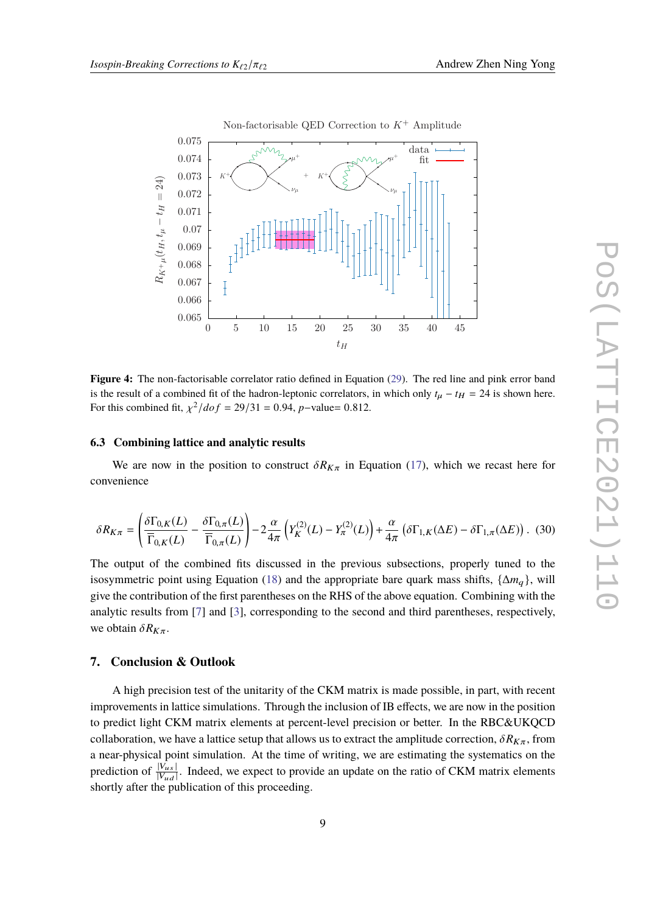**Figure 4:** The non-factorisable correlator ratio defined in Equation (29). The red line and pink error band is the result of a combined fit of the hadron-leptonic correlators, in which only $t_\mu - t_H = 24$ is shown here. For this combined fit, $\chi^2/dof = 29/31 = 0.94$, $p-$value= 0.812.

### 6.3 Combining lattice and analytic results

We are now in the position to construct $\delta R_{K\pi}$ in Equation (17), which we recast here for convenience

$$\delta R_{K\pi} = \left(\frac{\delta\Gamma_{0,K}(L)}{\overline{\Gamma}_{0,K}(L)} - \frac{\delta\Gamma_{0,\pi}(L)}{\overline{\Gamma}_{0,\pi}(L)}\right) - 2\frac{\alpha}{4\pi}\left(Y_K^{(2)}(L) - Y_\pi^{(2)}(L)\right) + \frac{\alpha}{4\pi}\left(\delta\Gamma_{1,K}(\Delta E) - \delta\Gamma_{1,\pi}(\Delta E)\right). \quad (30)$$

The output of the combined fits discussed in the previous subsections, properly tuned to the isosymmetric point using Equation (18) and the appropriate bare quark mass shifts, $\{\Delta m_q\}$, will give the contribution of the first parentheses on the RHS of the above equation. Combining with the analytic results from [7] and [3], corresponding to the second and third parentheses, respectively, we obtain $\delta R_{K\pi}$.

## 7. Conclusion & Outlook

A high precision test of the unitarity of the CKM matrix is made possible, in part, with recent improvements in lattice simulations. Through the inclusion of IB effects, we are now in the position to predict light CKM matrix elements at percent-level precision or better. In the RBC&UKQCD collaboration, we have a lattice setup that allows us to extract the amplitude correction, $\delta R_{K\pi}$, from a near-physical point simulation. At the time of writing, we are estimating the systematics on the prediction of $\frac{|V_{us}|}{|V_{ud}|}$. Indeed, we expect to provide an update on the ratio of CKM matrix elements shortly after the publication of this proceeding.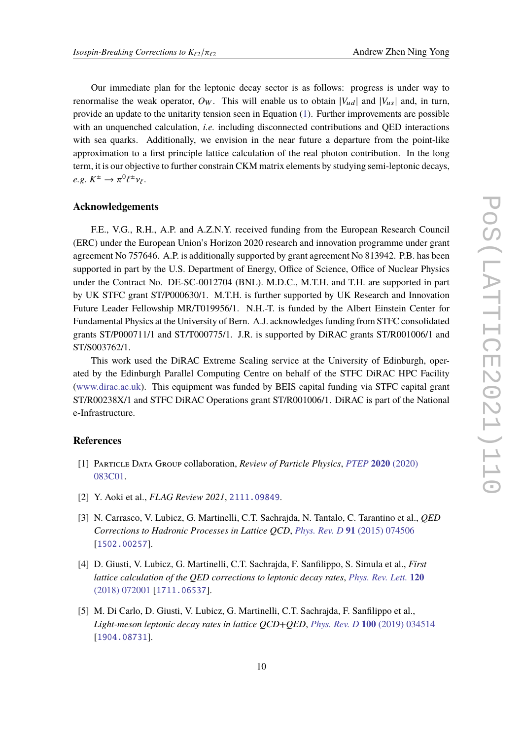Our immediate plan for the leptonic decay sector is as follows: progress is under way to renormalise the weak operator, $O_W$. This will enable us to obtain $|V_{ud}|$ and $|V_{us}|$ and, in turn, provide an update to the unitarity tension seen in Equation (1). Further improvements are possible with an unquenched calculation, *i.e.* including disconnected contributions and QED interactions with sea quarks. Additionally, we envision in the near future a departure from the point-like approximation to a first principle lattice calculation of the real photon contribution. In the long term, it is our objective to further constrain CKM matrix elements by studying semi-leptonic decays, *e.g.* $K^\pm \to \pi^0 \ell^\pm \nu_\ell$.

## Acknowledgements

F.E., V.G., R.H., A.P. and A.Z.N.Y. received funding from the European Research Council (ERC) under the European Union's Horizon 2020 research and innovation programme under grant agreement No 757646. A.P. is additionally supported by grant agreement No 813942. P.B. has been supported in part by the U.S. Department of Energy, Office of Science, Office of Nuclear Physics under the Contract No. DE-SC-0012704 (BNL). M.D.C., M.T.H. and T.H. are supported in part by UK STFC grant ST/P000630/1. M.T.H. is further supported by UK Research and Innovation Future Leader Fellowship MR/T019956/1. N.H.-T. is funded by the Albert Einstein Center for Fundamental Physics at the University of Bern. A.J. acknowledges funding from STFC consolidated grants ST/P000711/1 and ST/T000775/1. J.R. is supported by DiRAC grants ST/R001006/1 and ST/S003762/1.

This work used the DiRAC Extreme Scaling service at the University of Edinburgh, operated by the Edinburgh Parallel Computing Centre on behalf of the STFC DiRAC HPC Facility (www.dirac.ac.uk). This equipment was funded by BEIS capital funding via STFC capital grant ST/R00238X/1 and STFC DiRAC Operations grant ST/R001006/1. DiRAC is part of the National e-Infrastructure.

## References

[1] Particle Data Group collaboration, *Review of Particle Physics*, PTEP **2020** (2020) 083C01.

[2] Y. Aoki et al., *FLAG Review 2021*, 2111.09849.

[3] N. Carrasco, V. Lubicz, G. Martinelli, C.T. Sachrajda, N. Tantalo, C. Tarantino et al., *QED Corrections to Hadronic Processes in Lattice QCD*, Phys. Rev. D **91** (2015) 074506 [1502.00257].

[4] D. Giusti, V. Lubicz, G. Martinelli, C.T. Sachrajda, F. Sanfilippo, S. Simula et al., *First lattice calculation of the QED corrections to leptonic decay rates*, Phys. Rev. Lett. **120** (2018) 072001 [1711.06537].

[5] M. Di Carlo, D. Giusti, V. Lubicz, G. Martinelli, C.T. Sachrajda, F. Sanfilippo et al., *Light-meson leptonic decay rates in lattice QCD+QED*, Phys. Rev. D **100** (2019) 034514 [1904.08731].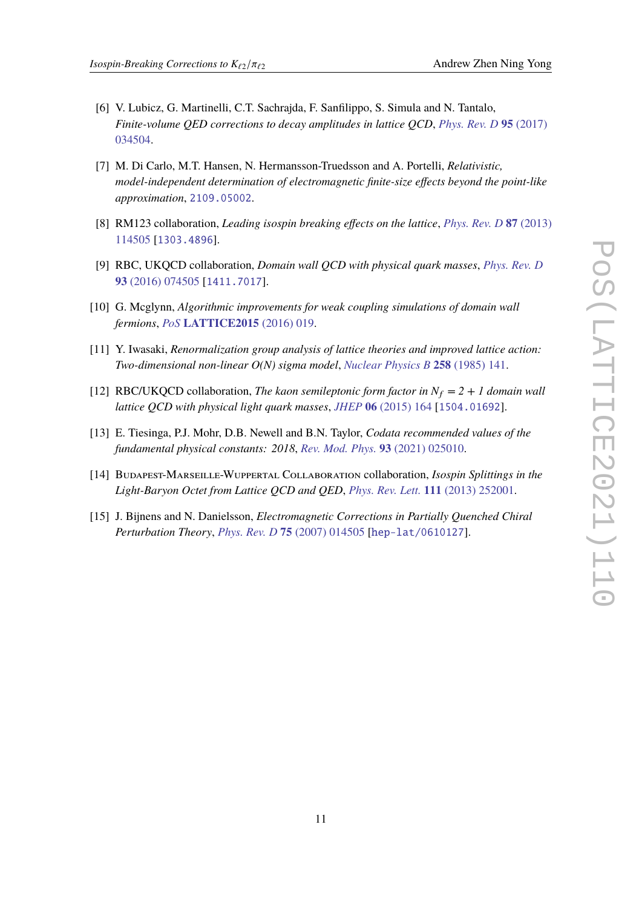[6] V. Lubicz, G. Martinelli, C.T. Sachrajda, F. Sanfilippo, S. Simula and N. Tantalo, *Finite-volume QED corrections to decay amplitudes in lattice QCD*, Phys. Rev. D **95** (2017) 034504.

[7] M. Di Carlo, M.T. Hansen, N. Hermansson-Truedsson and A. Portelli, *Relativistic, model-independent determination of electromagnetic finite-size effects beyond the point-like approximation*, 2109.05002.

[8] RM123 collaboration, *Leading isospin breaking effects on the lattice*, Phys. Rev. D **87** (2013) 114505 [1303.4896].

[9] RBC, UKQCD collaboration, *Domain wall QCD with physical quark masses*, Phys. Rev. D **93** (2016) 074505 [1411.7017].

[10] G. Mcglynn, *Algorithmic improvements for weak coupling simulations of domain wall fermions*, PoS **LATTICE2015** (2016) 019.

[11] Y. Iwasaki, *Renormalization group analysis of lattice theories and improved lattice action: Two-dimensional non-linear O(N) sigma model*, Nuclear Physics B **258** (1985) 141.

[12] RBC/UKQCD collaboration, *The kaon semileptonic form factor in $N_f = 2 + 1$ domain wall lattice QCD with physical light quark masses*, JHEP **06** (2015) 164 [1504.01692].

[13] E. Tiesinga, P.J. Mohr, D.B. Newell and B.N. Taylor, *Codata recommended values of the fundamental physical constants: 2018*, Rev. Mod. Phys. **93** (2021) 025010.

[14] Budapest-Marseille-Wuppertal Collaboration collaboration, *Isospin Splittings in the Light-Baryon Octet from Lattice QCD and QED*, Phys. Rev. Lett. **111** (2013) 252001.

[15] J. Bijnens and N. Danielsson, *Electromagnetic Corrections in Partially Quenched Chiral Perturbation Theory*, Phys. Rev. D **75** (2007) 014505 [hep-lat/0610127].